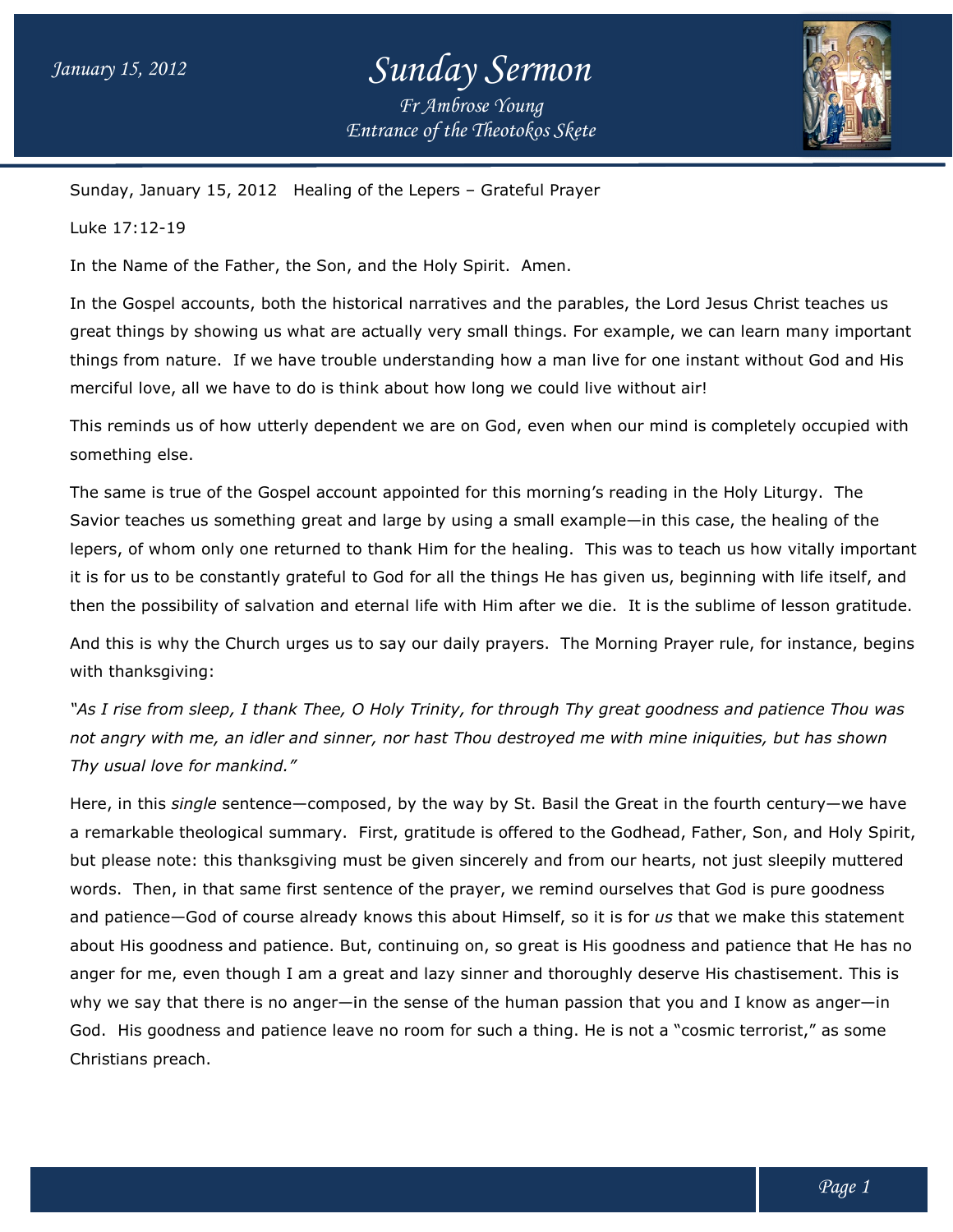Sunday, January 15, 2012 Healing of the Lepers – Grateful Prayer

Luke 17:12-19

In the Name of the Father, the Son, and the Holy Spirit. Amen.

In the Gospel accounts, both the historical narratives and the parables, the Lord Jesus Christ teaches us great things by showing us what are actually very small things. For example, we can learn many important things from nature. If we have trouble understanding how a man live for one instant without God and His merciful love, all we have to do is think about how long we could live without air!

This reminds us of how utterly dependent we are on God, even when our mind is completely occupied with something else.

The same is true of the Gospel account appointed for this morning's reading in the Holy Liturgy. The Savior teaches us something great and large by using a small example—in this case, the healing of the lepers, of whom only one returned to thank Him for the healing. This was to teach us how vitally important it is for us to be constantly grateful to God for all the things He has given us, beginning with life itself, and then the possibility of salvation and eternal life with Him after we die. It is the sublime of lesson gratitude.

And this is why the Church urges us to say our daily prayers. The Morning Prayer rule, for instance, begins with thanksgiving:

*"As I rise from sleep, I thank Thee, O Holy Trinity, for through Thy great goodness and patience Thou was not angry with me, an idler and sinner, nor hast Thou destroyed me with mine iniquities, but has shown Thy usual love for mankind."*

Here, in this *single* sentence—composed, by the way by St. Basil the Great in the fourth century—we have a remarkable theological summary. First, gratitude is offered to the Godhead, Father, Son, and Holy Spirit, but please note: this thanksgiving must be given sincerely and from our hearts, not just sleepily muttered words. Then, in that same first sentence of the prayer, we remind ourselves that God is pure goodness and patience—God of course already knows this about Himself, so it is for *us* that we make this statement about His goodness and patience. But, continuing on, so great is His goodness and patience that He has no anger for me, even though I am a great and lazy sinner and thoroughly deserve His chastisement. This is why we say that there is no anger—in the sense of the human passion that you and I know as anger—in God. His goodness and patience leave no room for such a thing. He is not a "cosmic terrorist," as some Christians preach.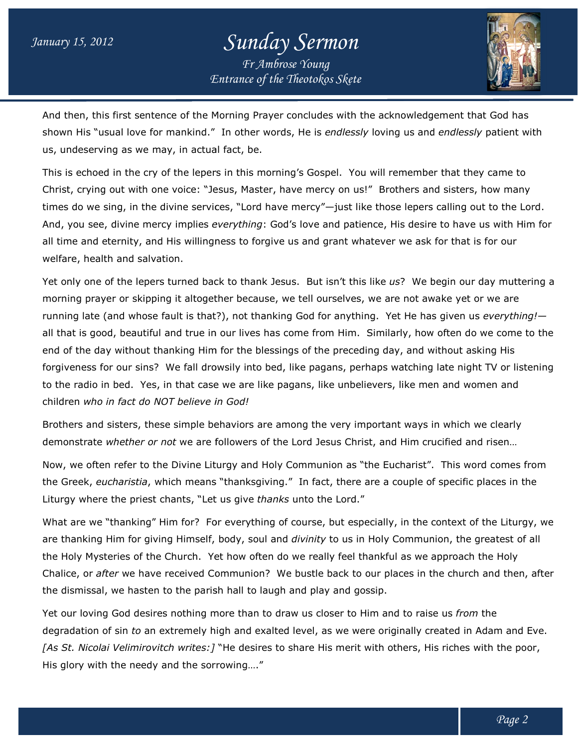And then, this first sentence of the Morning Prayer concludes with the acknowledgement that God has shown His "usual love for mankind." In other words, He is *endlessly* loving us and *endlessly* patient with us, undeserving as we may, in actual fact, be.

This is echoed in the cry of the lepers in this morning's Gospel. You will remember that they came to Christ, crying out with one voice: "Jesus, Master, have mercy on us!" Brothers and sisters, how many times do we sing, in the divine services, "Lord have mercy"—just like those lepers calling out to the Lord. And, you see, divine mercy implies *everything*: God's love and patience, His desire to have us with Him for all time and eternity, and His willingness to forgive us and grant whatever we ask for that is for our welfare, health and salvation.

Yet only one of the lepers turned back to thank Jesus. But isn't this like *us*? We begin our day muttering a morning prayer or skipping it altogether because, we tell ourselves, we are not awake yet or we are running late (and whose fault is that?), not thanking God for anything. Yet He has given us *everything!*—all that is good, beautiful and true in our lives has come from Him. Similarly, how often do we come to the end of the day without thanking Him for the blessings of the preceding day, and without asking His forgiveness for our sins? We fall drowsily into bed, like pagans, perhaps watching late night TV or listening to the radio in bed. Yes, in that case we are like pagans, like unbelievers, like men and women and children *who in fact do NOT believe in God!*

Brothers and sisters, these simple behaviors are among the very important ways in which we clearly demonstrate *whether or not* we are followers of the Lord Jesus Christ, and Him crucified and risen…

Now, we often refer to the Divine Liturgy and Holy Communion as "the Eucharist". This word comes from the Greek, *eucharistia*, which means "thanksgiving." In fact, there are a couple of specific places in the Liturgy where the priest chants, "Let us give *thanks* unto the Lord."

What are we "thanking" Him for? For everything of course, but especially, in the context of the Liturgy, we are thanking Him for giving Himself, body, soul and *divinity* to us in Holy Communion, the greatest of all the Holy Mysteries of the Church. Yet how often do we really feel thankful as we approach the Holy Chalice, or *after* we have received Communion? We bustle back to our places in the church and then, after the dismissal, we hasten to the parish hall to laugh and play and gossip.

Yet our loving God desires nothing more than to draw us closer to Him and to raise us *from* the degradation of sin *to* an extremely high and exalted level, as we were originally created in Adam and Eve. *[As St. Nicolai Velimirovitch writes:]* "He desires to share His merit with others, His riches with the poor, His glory with the needy and the sorrowing…."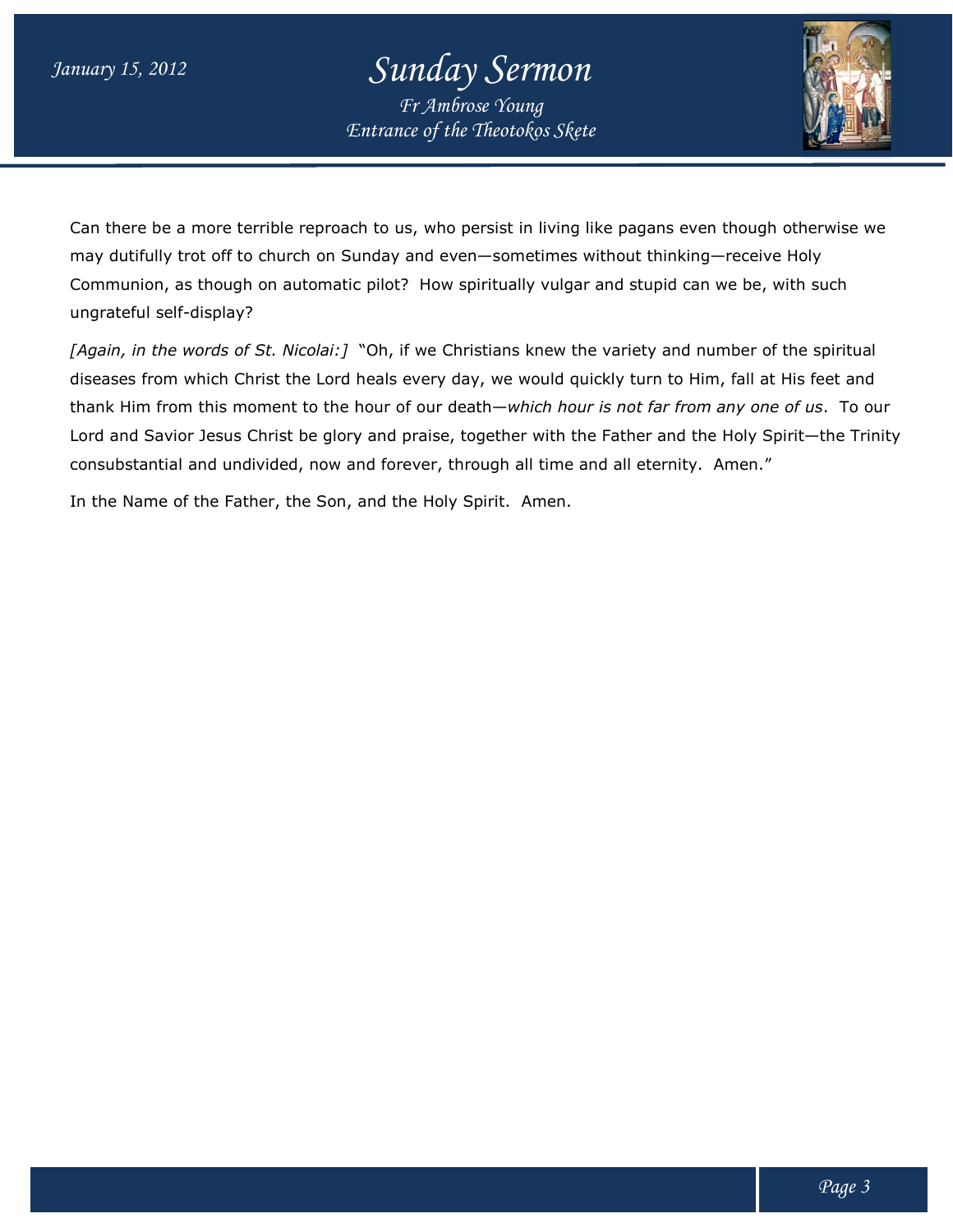Can there be a more terrible reproach to us, who persist in living like pagans even though otherwise we may dutifully trot off to church on Sunday and even—sometimes without thinking—receive Holy Communion, as though on automatic pilot? How spiritually vulgar and stupid can we be, with such ungrateful self-display?

*[Again, in the words of St. Nicolai:]* "Oh, if we Christians knew the variety and number of the spiritual diseases from which Christ the Lord heals every day, we would quickly turn to Him, fall at His feet and thank Him from this moment to the hour of our death—*which hour is not far from any one of us*. To our Lord and Savior Jesus Christ be glory and praise, together with the Father and the Holy Spirit—the Trinity consubstantial and undivided, now and forever, through all time and all eternity. Amen."

In the Name of the Father, the Son, and the Holy Spirit. Amen.